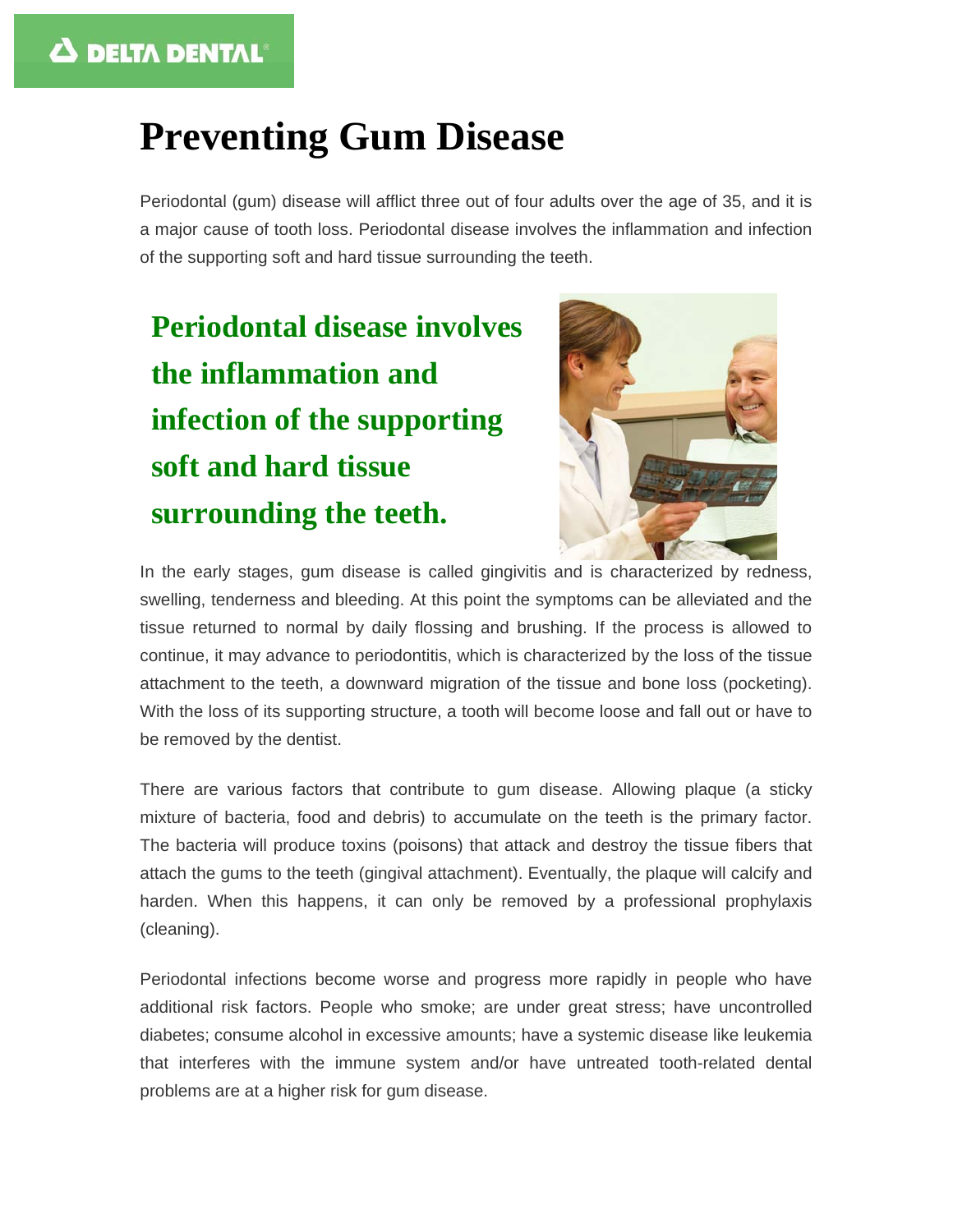DELTA DENTAL

# Preventing Gum Disease

Periodontal (gum) disease will afflict three out of four adults over the age of 35, and it is a major cause of tooth loss. Periodontal disease involves the inflammation and infection of the supporting soft and hard tissue surrounding the teeth.

**Periodontal disease involves the inflammation and infection of the supporting soft and hard tissue surrounding the teeth.**

In the early stages, gum disease is called gingivitis and is characterized by redness, swelling, tenderness and bleeding. At this point the symptoms can be alleviated and the tissue returned to normal by daily flossing and brushing. If the process is allowed to continue, it may advance to periodontitis, which is characterized by the loss of the tissue attachment to the teeth, a downward migration of the tissue and bone loss (pocketing). With the loss of its supporting structure, a tooth will become loose and fall out or have to be removed by the dentist.

There are various factors that contribute to gum disease. Allowing plaque (a sticky mixture of bacteria, food and debris) to accumulate on the teeth is the primary factor. The bacteria will produce toxins (poisons) that attack and destroy the tissue fibers that attach the gums to the teeth (gingival attachment). Eventually, the plaque will calcify and harden. When this happens, it can only be removed by a professional prophylaxis (cleaning).

Periodontal infections become worse and progress more rapidly in people who have additional risk factors. People who smoke; are under great stress; have uncontrolled diabetes; consume alcohol in excessive amounts; have a systemic disease like leukemia that interferes with the immune system and/or have untreated tooth-related dental problems are at a higher risk for gum disease.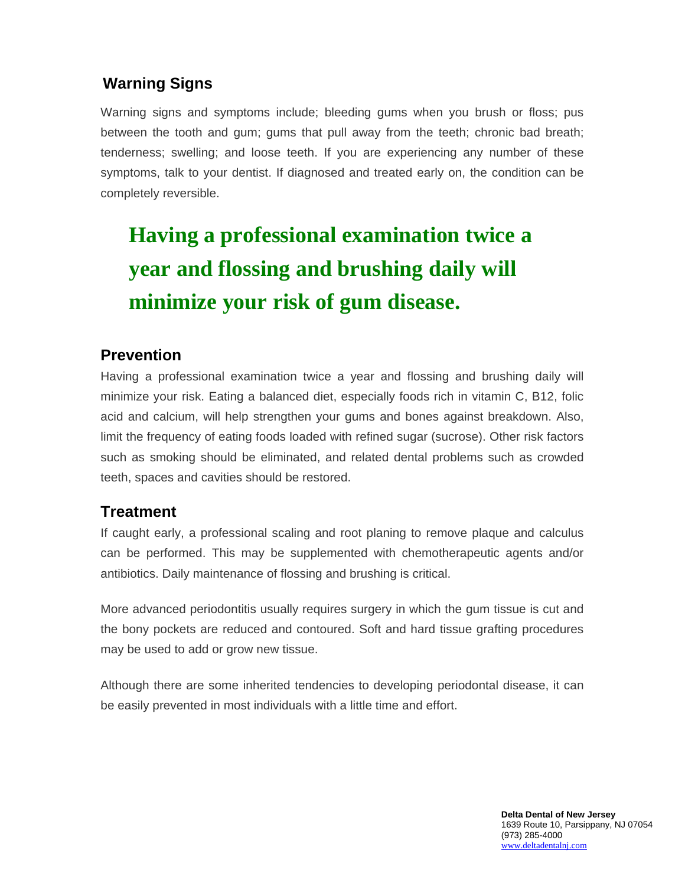## Warning Signs

Warning signs and symptoms include; bleeding gums when you brush or floss; pus between the tooth and gum; gums that pull away from the teeth; chronic bad breath; tenderness; swelling; and loose teeth. If you are experiencing any number of these symptoms, talk to your dentist. If diagnosed and treated early on, the condition can be completely reversible.

**Having a professional examination twice a year and flossing and brushing daily will minimize your risk of gum disease.**

## Prevention

Having a professional examination twice a year and flossing and brushing daily will minimize your risk. Eating a balanced diet, especially foods rich in vitamin C, B12, folic acid and calcium, will help strengthen your gums and bones against breakdown. Also, limit the frequency of eating foods loaded with refined sugar (sucrose). Other risk factors such as smoking should be eliminated, and related dental problems such as crowded teeth, spaces and cavities should be restored.

## Treatment

If caught early, a professional scaling and root planing to remove plaque and calculus can be performed. This may be supplemented with chemotherapeutic agents and/or antibiotics. Daily maintenance of flossing and brushing is critical.

More advanced periodontitis usually requires surgery in which the gum tissue is cut and the bony pockets are reduced and contoured. Soft and hard tissue grafting procedures may be used to add or grow new tissue.

Although there are some inherited tendencies to developing periodontal disease, it can be easily prevented in most individuals with a little time and effort.

**Delta Dental of New Jersey**
1639 Route 10, Parsippany, NJ 07054
(973) 285-4000
www.deltadentalnj.com